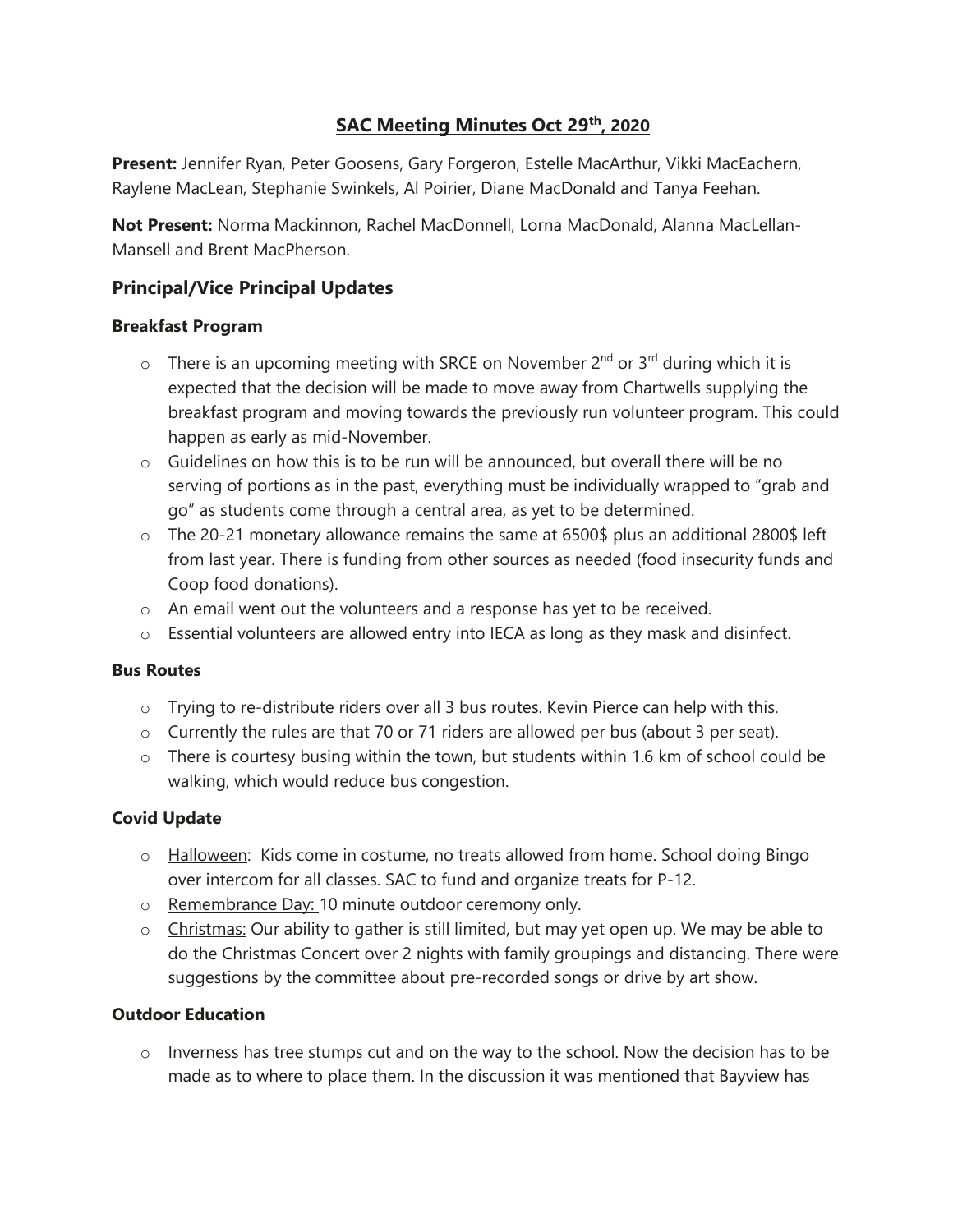# SAC Meeting Minutes Oct 29th, 2020

**Present:** Jennifer Ryan, Peter Goosens, Gary Forgeron, Estelle MacArthur, Vikki MacEachern, Raylene MacLean, Stephanie Swinkels, Al Poirier, Diane MacDonald and Tanya Feehan.

**Not Present:** Norma Mackinnon, Rachel MacDonnell, Lorna MacDonald, Alanna MacLellan-Mansell and Brent MacPherson.

## Principal/Vice Principal Updates

### Breakfast Program

- There is an upcoming meeting with SRCE on November 2nd or 3rd during which it is expected that the decision will be made to move away from Chartwells supplying the breakfast program and moving towards the previously run volunteer program. This could happen as early as mid-November.
- Guidelines on how this is to be run will be announced, but overall there will be no serving of portions as in the past, everything must be individually wrapped to "grab and go" as students come through a central area, as yet to be determined.
- The 20-21 monetary allowance remains the same at 6500$ plus an additional 2800$ left from last year. There is funding from other sources as needed (food insecurity funds and Coop food donations).
- An email went out the volunteers and a response has yet to be received.
- Essential volunteers are allowed entry into IECA as long as they mask and disinfect.

### Bus Routes

- Trying to re-distribute riders over all 3 bus routes. Kevin Pierce can help with this.
- Currently the rules are that 70 or 71 riders are allowed per bus (about 3 per seat).
- There is courtesy busing within the town, but students within 1.6 km of school could be walking, which would reduce bus congestion.

### Covid Update

- Halloween: Kids come in costume, no treats allowed from home. School doing Bingo over intercom for all classes. SAC to fund and organize treats for P-12.
- Remembrance Day: 10 minute outdoor ceremony only.
- Christmas: Our ability to gather is still limited, but may yet open up. We may be able to do the Christmas Concert over 2 nights with family groupings and distancing. There were suggestions by the committee about pre-recorded songs or drive by art show.

### Outdoor Education

- Inverness has tree stumps cut and on the way to the school. Now the decision has to be made as to where to place them. In the discussion it was mentioned that Bayview has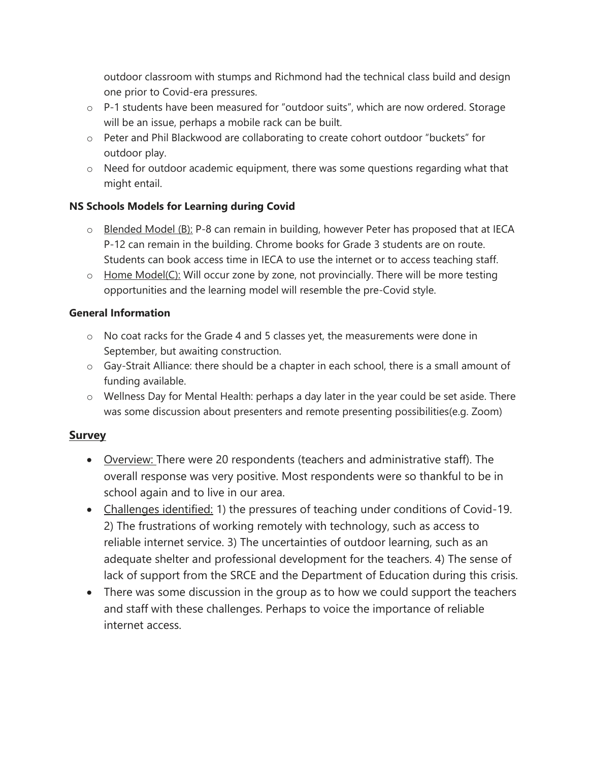outdoor classroom with stumps and Richmond had the technical class build and design one prior to Covid-era pressures.

- P-1 students have been measured for "outdoor suits", which are now ordered. Storage will be an issue, perhaps a mobile rack can be built.
- Peter and Phil Blackwood are collaborating to create cohort outdoor "buckets" for outdoor play.
- Need for outdoor academic equipment, there was some questions regarding what that might entail.

**NS Schools Models for Learning during Covid**

- Blended Model (B): P-8 can remain in building, however Peter has proposed that at IECA P-12 can remain in the building. Chrome books for Grade 3 students are on route. Students can book access time in IECA to use the internet or to access teaching staff.
- Home Model(C): Will occur zone by zone, not provincially. There will be more testing opportunities and the learning model will resemble the pre-Covid style.

**General Information**

- No coat racks for the Grade 4 and 5 classes yet, the measurements were done in September, but awaiting construction.
- Gay-Strait Alliance: there should be a chapter in each school, there is a small amount of funding available.
- Wellness Day for Mental Health: perhaps a day later in the year could be set aside. There was some discussion about presenters and remote presenting possibilities(e.g. Zoom)

## Survey

- Overview: There were 20 respondents (teachers and administrative staff). The overall response was very positive. Most respondents were so thankful to be in school again and to live in our area.
- Challenges identified: 1) the pressures of teaching under conditions of Covid-19. 2) The frustrations of working remotely with technology, such as access to reliable internet service. 3) The uncertainties of outdoor learning, such as an adequate shelter and professional development for the teachers. 4) The sense of lack of support from the SRCE and the Department of Education during this crisis.
- There was some discussion in the group as to how we could support the teachers and staff with these challenges. Perhaps to voice the importance of reliable internet access.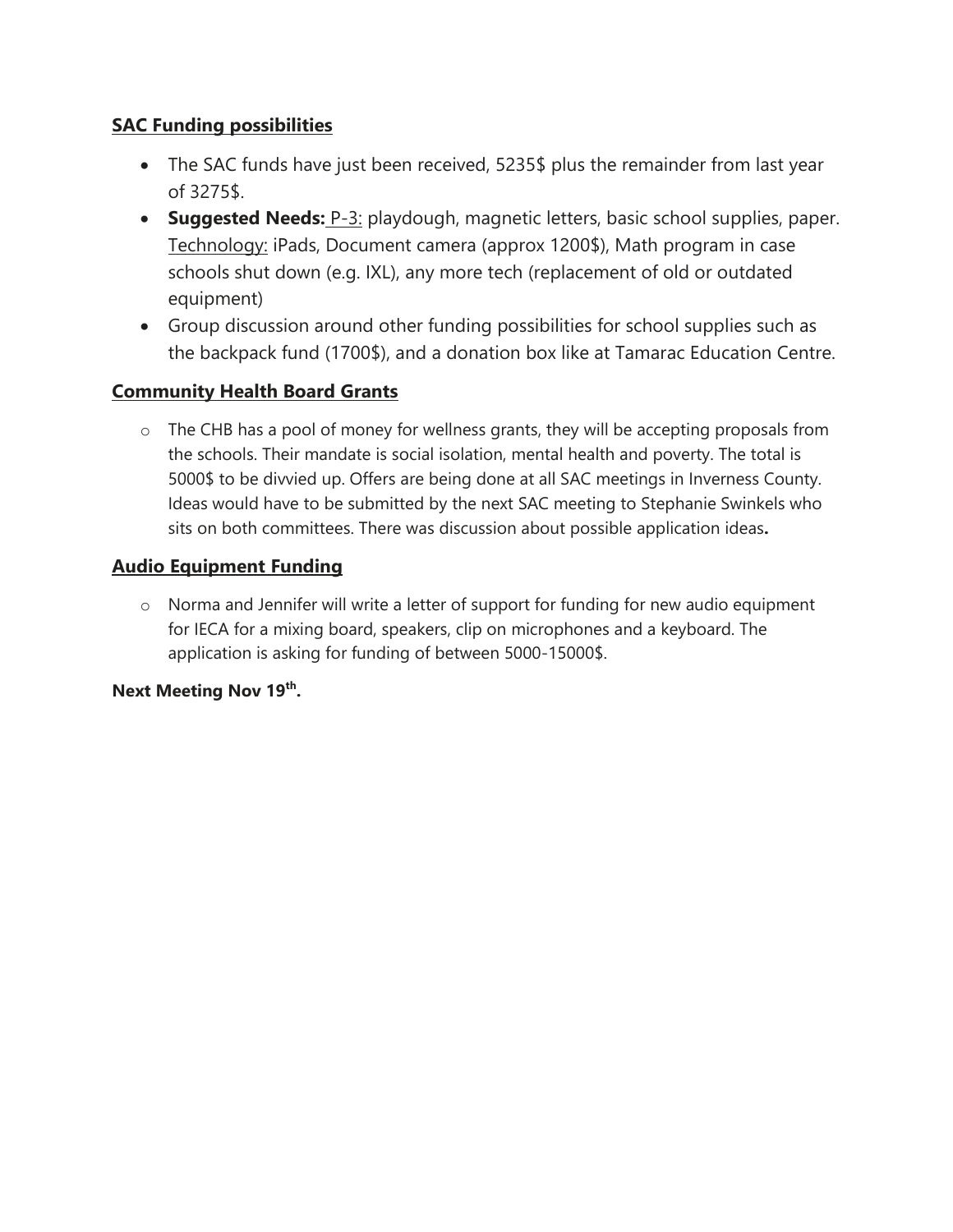**<u>SAC Funding possibilities</u>**

- The SAC funds have just been received, 5235$ plus the remainder from last year of 3275$.
- **Suggested Needs:** <u>P-3:</u> playdough, magnetic letters, basic school supplies, paper. <u>Technology:</u> iPads, Document camera (approx 1200$), Math program in case schools shut down (e.g. IXL), any more tech (replacement of old or outdated equipment)
- Group discussion around other funding possibilities for school supplies such as the backpack fund (1700$), and a donation box like at Tamarac Education Centre.

**<u>Community Health Board Grants</u>**

- The CHB has a pool of money for wellness grants, they will be accepting proposals from the schools. Their mandate is social isolation, mental health and poverty. The total is 5000$ to be divvied up. Offers are being done at all SAC meetings in Inverness County. Ideas would have to be submitted by the next SAC meeting to Stephanie Swinkels who sits on both committees. There was discussion about possible application ideas**.**

**<u>Audio Equipment Funding</u>**

- Norma and Jennifer will write a letter of support for funding for new audio equipment for IECA for a mixing board, speakers, clip on microphones and a keyboard. The application is asking for funding of between 5000-15000$.

**Next Meeting Nov 19th.**